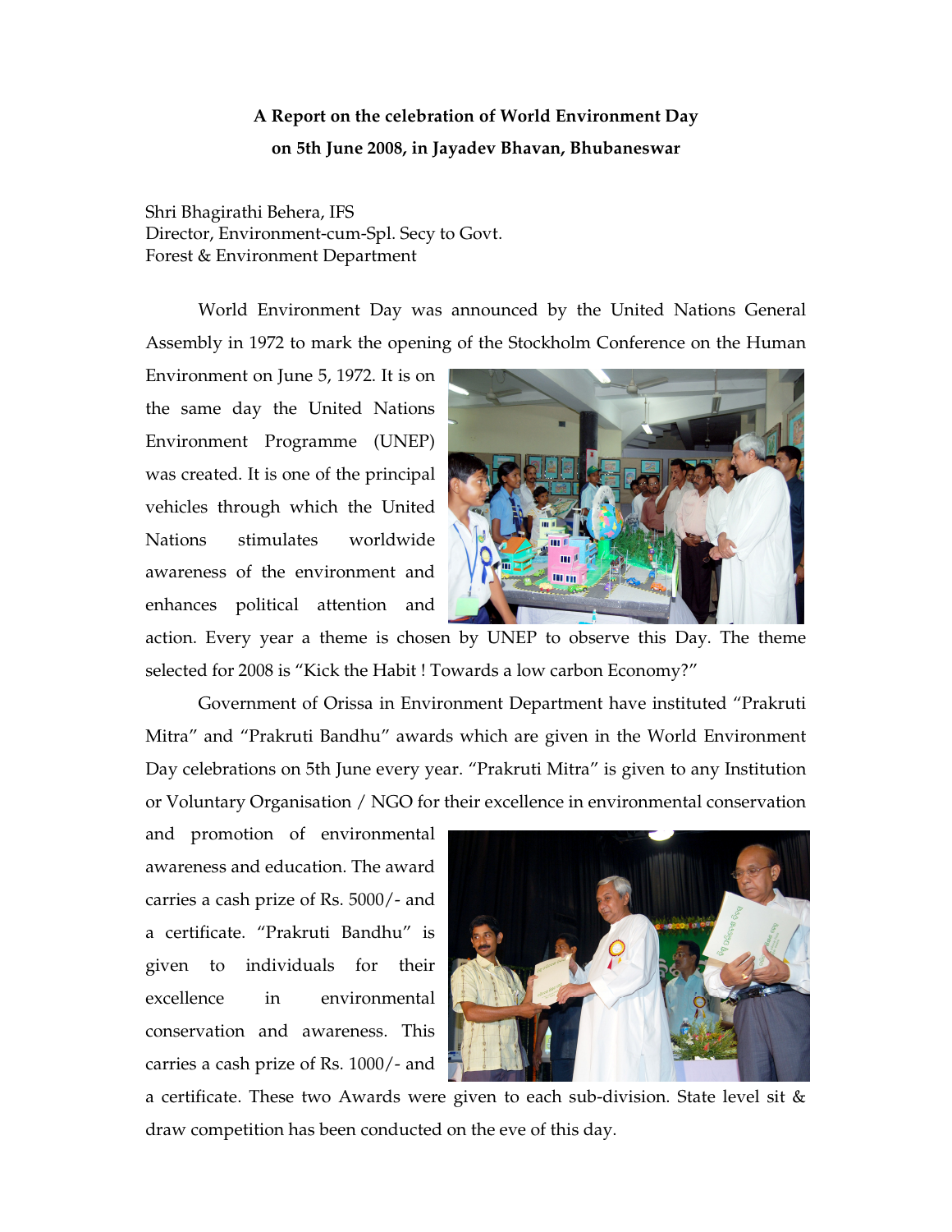**A Report on the celebration of World Environment Day on 5th June 2008, in Jayadev Bhavan, Bhubaneswar**

Shri Bhagirathi Behera, IFS
Director, Environment-cum-Spl. Secy to Govt.
Forest & Environment Department

World Environment Day was announced by the United Nations General Assembly in 1972 to mark the opening of the Stockholm Conference on the Human Environment on June 5, 1972. It is on the same day the United Nations Environment Programme (UNEP) was created. It is one of the principal vehicles through which the United Nations stimulates worldwide awareness of the environment and enhances political attention and action. Every year a theme is chosen by UNEP to observe this Day. The theme selected for 2008 is "Kick the Habit ! Towards a low carbon Economy?"

Government of Orissa in Environment Department have instituted "Prakruti Mitra" and "Prakruti Bandhu" awards which are given in the World Environment Day celebrations on 5th June every year. "Prakruti Mitra" is given to any Institution or Voluntary Organisation / NGO for their excellence in environmental conservation and promotion of environmental awareness and education. The award carries a cash prize of Rs. 5000/- and a certificate. "Prakruti Bandhu" is given to individuals for their excellence in environmental conservation and awareness. This carries a cash prize of Rs. 1000/- and a certificate. These two Awards were given to each sub-division. State level sit & draw competition has been conducted on the eve of this day.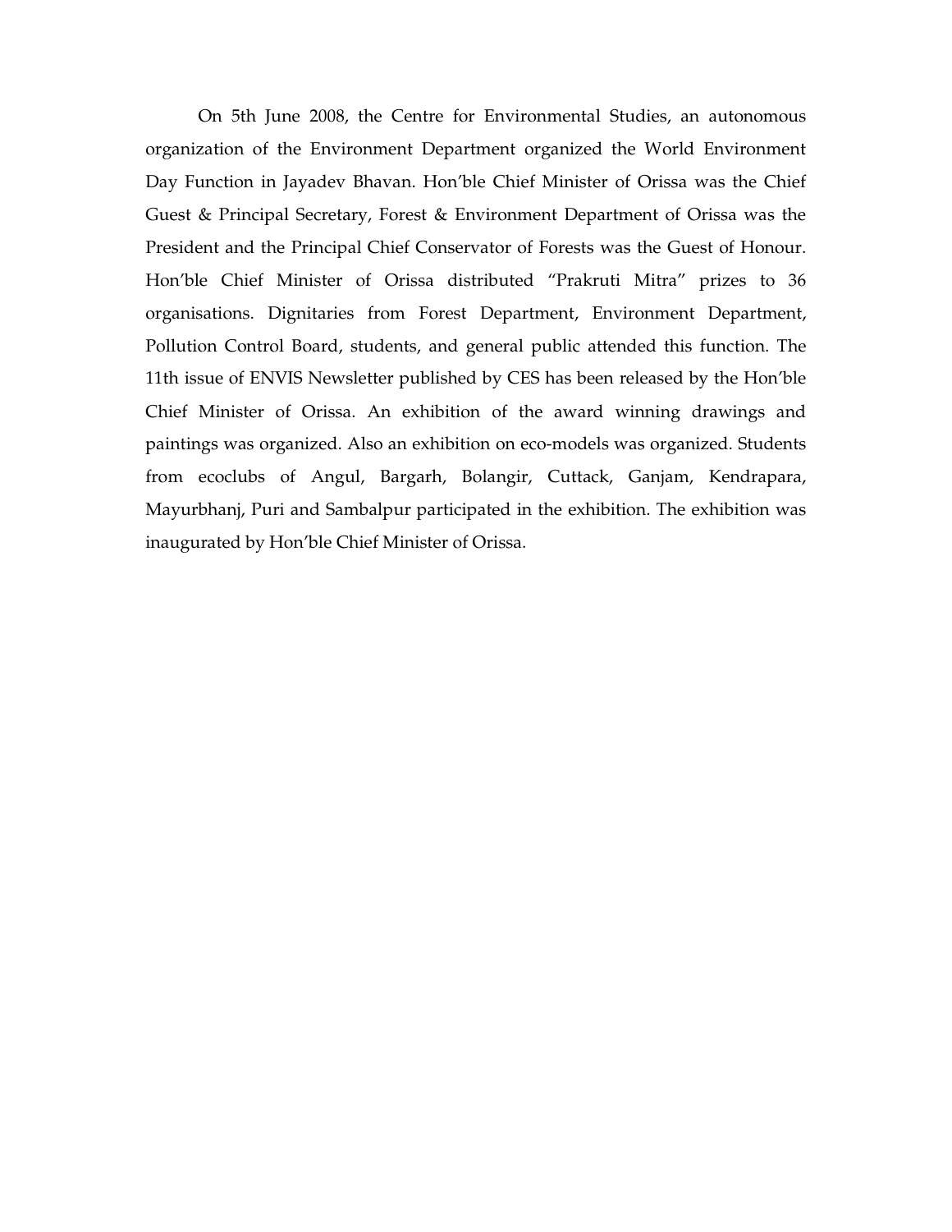On 5th June 2008, the Centre for Environmental Studies, an autonomous organization of the Environment Department organized the World Environment Day Function in Jayadev Bhavan. Hon'ble Chief Minister of Orissa was the Chief Guest & Principal Secretary, Forest & Environment Department of Orissa was the President and the Principal Chief Conservator of Forests was the Guest of Honour. Hon'ble Chief Minister of Orissa distributed "Prakruti Mitra" prizes to 36 organisations. Dignitaries from Forest Department, Environment Department, Pollution Control Board, students, and general public attended this function. The 11th issue of ENVIS Newsletter published by CES has been released by the Hon'ble Chief Minister of Orissa. An exhibition of the award winning drawings and paintings was organized. Also an exhibition on eco-models was organized. Students from ecoclubs of Angul, Bargarh, Bolangir, Cuttack, Ganjam, Kendrapara, Mayurbhanj, Puri and Sambalpur participated in the exhibition. The exhibition was inaugurated by Hon'ble Chief Minister of Orissa.